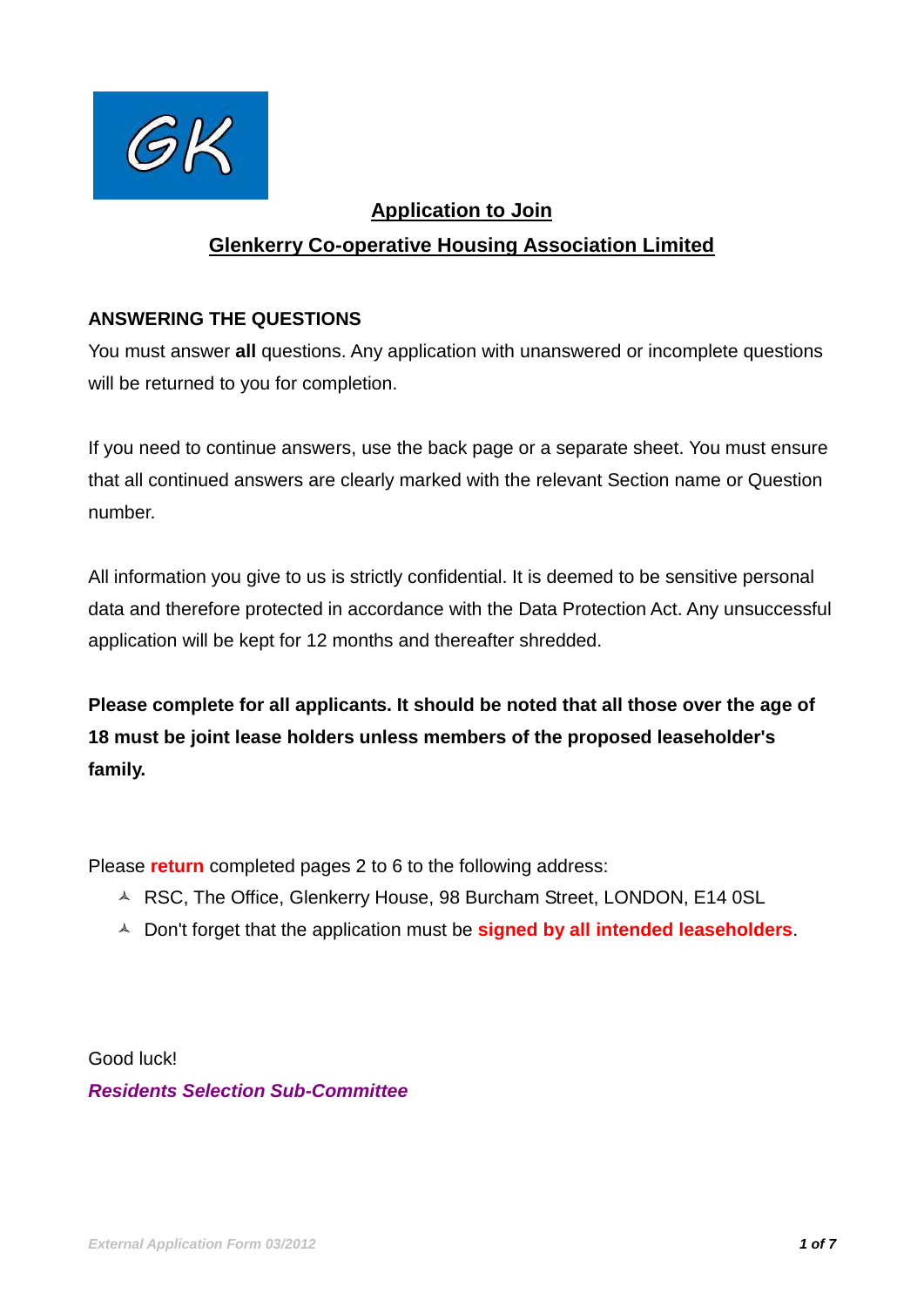# Application to Join

# Glenkerry Co-operative Housing Association Limited

## ANSWERING THE QUESTIONS

You must answer **all** questions. Any application with unanswered or incomplete questions will be returned to you for completion.

If you need to continue answers, use the back page or a separate sheet. You must ensure that all continued answers are clearly marked with the relevant Section name or Question number.

All information you give to us is strictly confidential. It is deemed to be sensitive personal data and therefore protected in accordance with the Data Protection Act. Any unsuccessful application will be kept for 12 months and thereafter shredded.

**Please complete for all applicants. It should be noted that all those over the age of 18 must be joint lease holders unless members of the proposed leaseholder's family.**

Please **return** completed pages 2 to 6 to the following address:

- RSC, The Office, Glenkerry House, 98 Burcham Street, LONDON, E14 0SL
- Don't forget that the application must be **signed by all intended leaseholders**.

Good luck!

***Residents Selection Sub-Committee***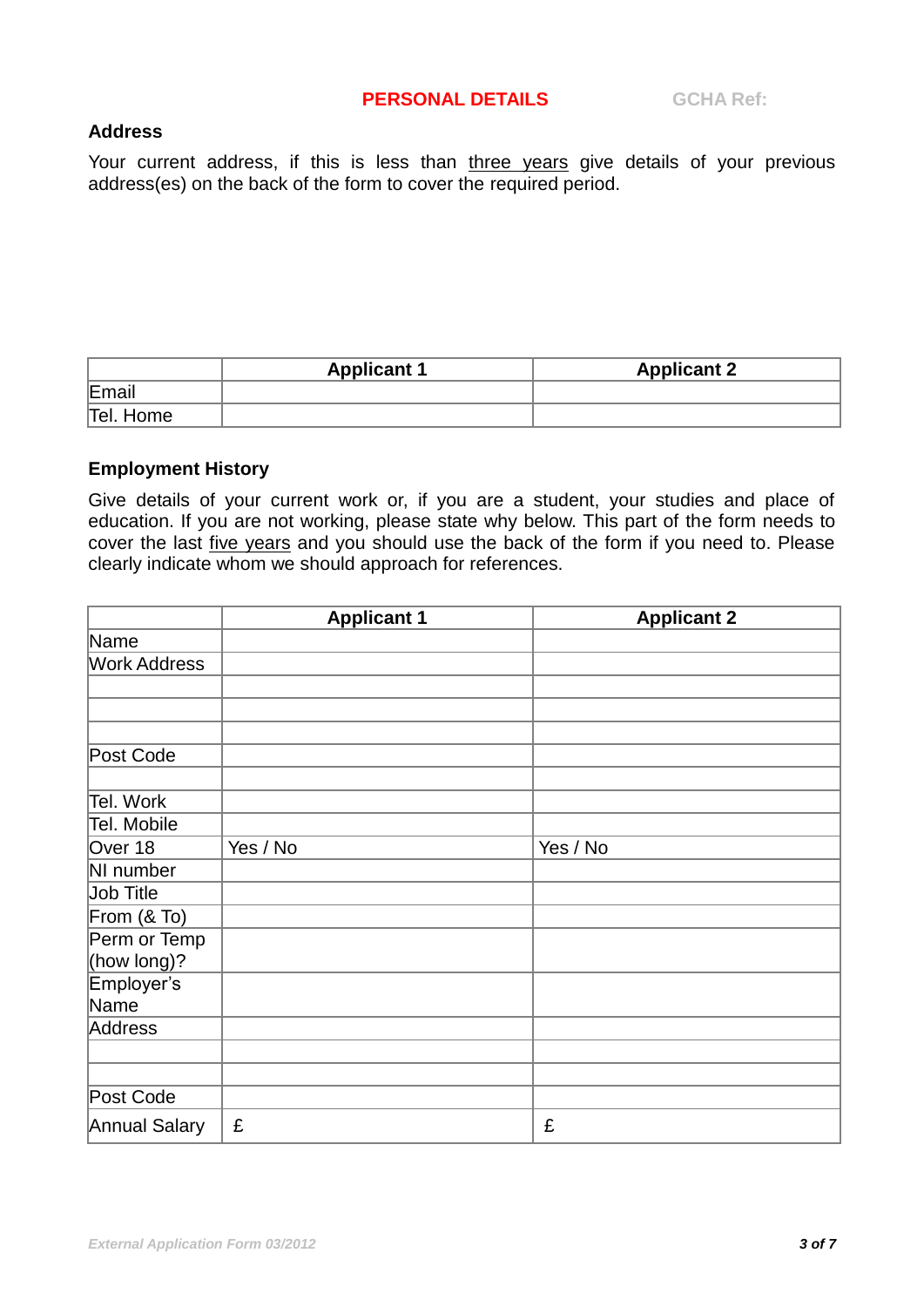## PERSONAL DETAILS

GCHA Ref:

### Address

Your current address, if this is less than <u>three years</u> give details of your previous address(es) on the back of the form to cover the required period.

| | Applicant 1 | Applicant 2 |
|---|---|---|
| Email | | |
| Tel. Home | | |

### Employment History

Give details of your current work or, if you are a student, your studies and place of education. If you are not working, please state why below. This part of the form needs to cover the last <u>five years</u> and you should use the back of the form if you need to. Please clearly indicate whom we should approach for references.

| | Applicant 1 | Applicant 2 |
|---|---|---|
| Name | | |
| Work Address | | |
| | | |
| | | |
| | | |
| Post Code | | |
| | | |
| Tel. Work | | |
| Tel. Mobile | | |
| Over 18 | Yes / No | Yes / No |
| NI number | | |
| Job Title | | |
| From (& To) | | |
| Perm or Temp (how long)? | | |
| Employer's Name | | |
| Address | | |
| | | |
| | | |
| Post Code | | |
| Annual Salary | £ | £ |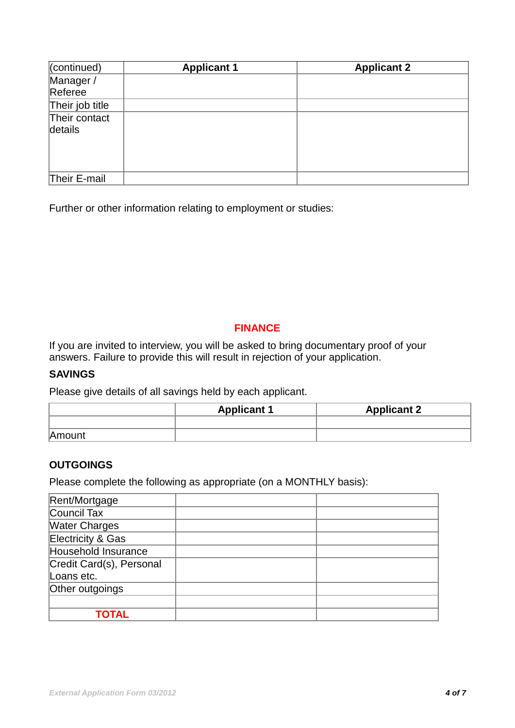| (continued) | Applicant 1 | Applicant 2 |
|---|---|---|
| Manager / Referee | | |
| Their job title | | |
| Their contact details | | |
| Their E-mail | | |

Further or other information relating to employment or studies:

## FINANCE

If you are invited to interview, you will be asked to bring documentary proof of your answers. Failure to provide this will result in rejection of your application.

### SAVINGS

Please give details of all savings held by each applicant.

| | Applicant 1 | Applicant 2 |
|---|---|---|
| | | |
| Amount | | |

### OUTGOINGS

Please complete the following as appropriate (on a MONTHLY basis):

| | | |
|---|---|---|
| Rent/Mortgage | | |
| Council Tax | | |
| Water Charges | | |
| Electricity & Gas | | |
| Household Insurance | | |
| Credit Card(s), Personal Loans etc. | | |
| Other outgoings | | |
| | | |
| **TOTAL** | | |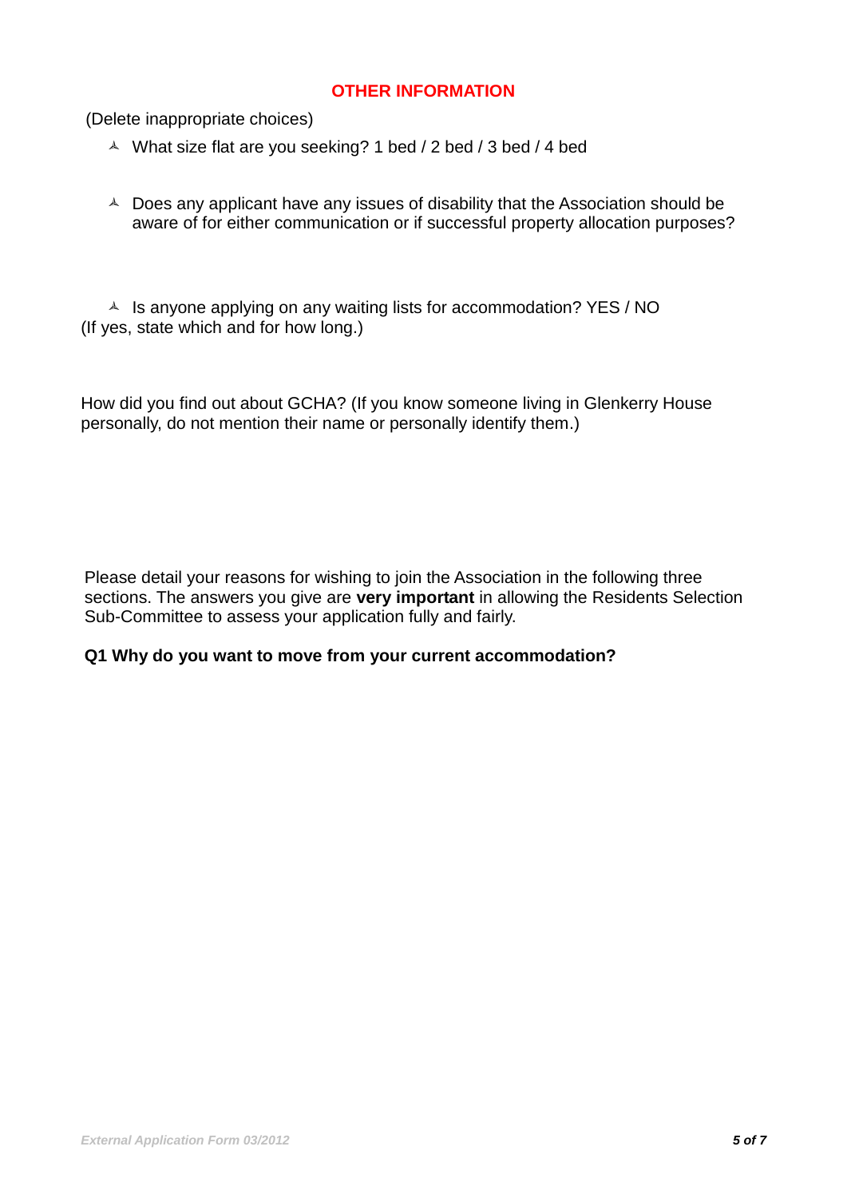## OTHER INFORMATION

(Delete inappropriate choices)

- What size flat are you seeking? 1 bed / 2 bed / 3 bed / 4 bed

- Does any applicant have any issues of disability that the Association should be aware of for either communication or if successful property allocation purposes?

- Is anyone applying on any waiting lists for accommodation? YES / NO

(If yes, state which and for how long.)

How did you find out about GCHA? (If you know someone living in Glenkerry House personally, do not mention their name or personally identify them.)

Please detail your reasons for wishing to join the Association in the following three sections. The answers you give are **very important** in allowing the Residents Selection Sub-Committee to assess your application fully and fairly.

**Q1 Why do you want to move from your current accommodation?**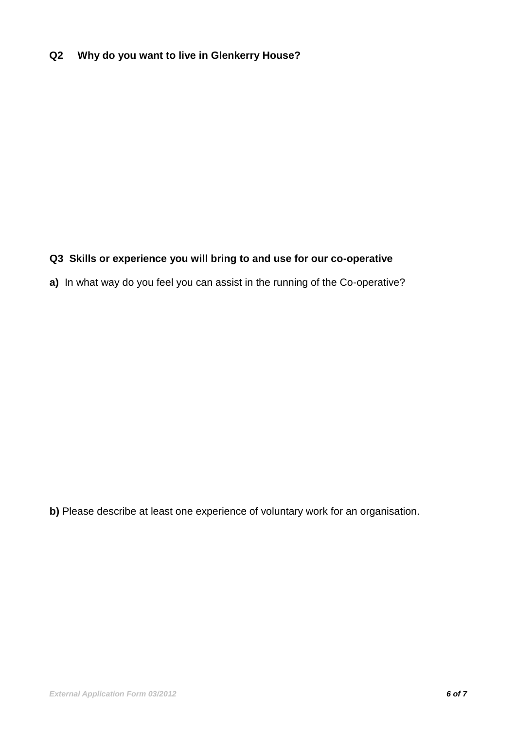**Q2 Why do you want to live in Glenkerry House?**

**Q3 Skills or experience you will bring to and use for our co-operative**

**a)** In what way do you feel you can assist in the running of the Co-operative?

**b)** Please describe at least one experience of voluntary work for an organisation.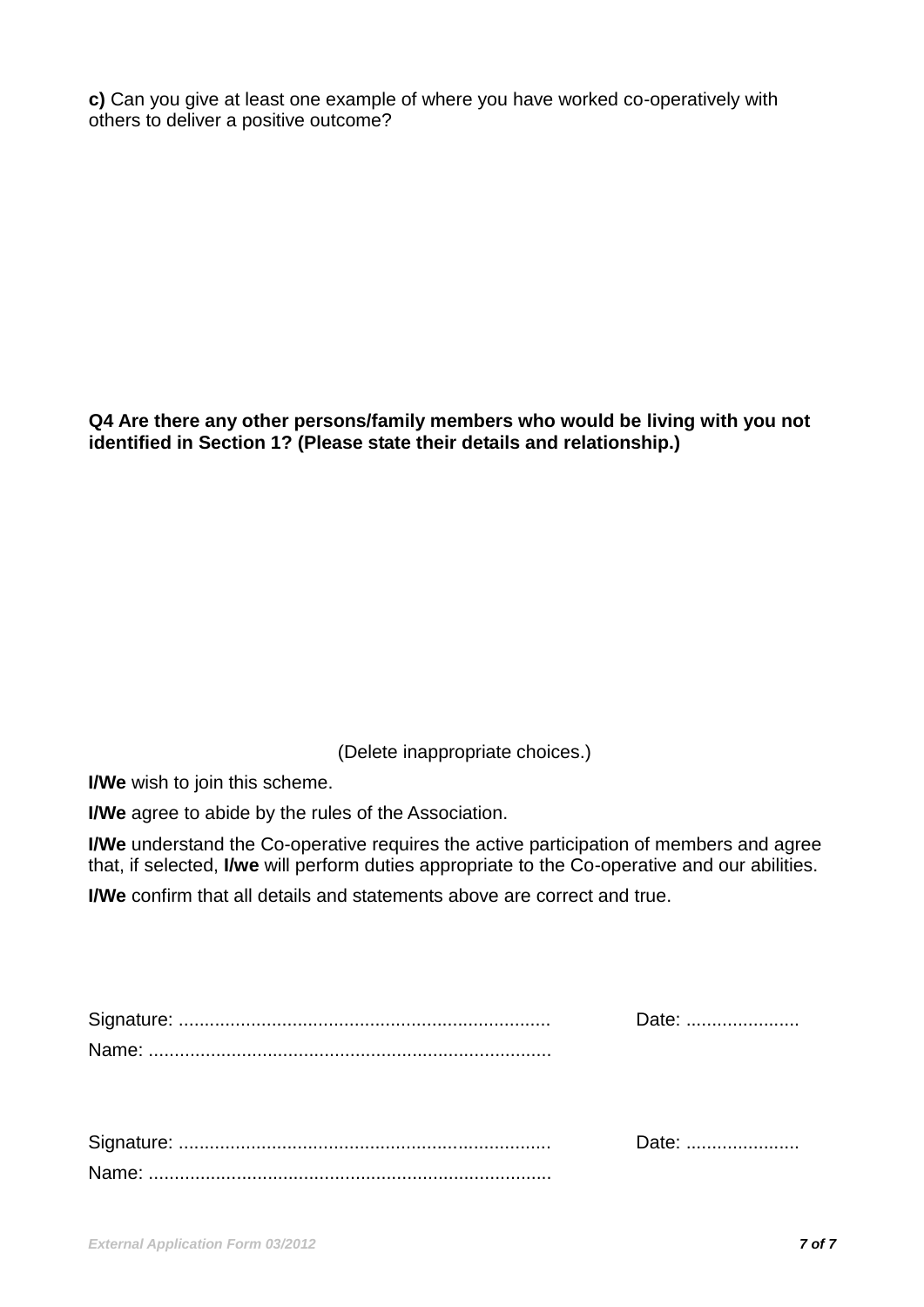**c)** Can you give at least one example of where you have worked co-operatively with others to deliver a positive outcome?

**Q4 Are there any other persons/family members who would be living with you not identified in Section 1? (Please state their details and relationship.)**

(Delete inappropriate choices.)

**I/We** wish to join this scheme.

**I/We** agree to abide by the rules of the Association.

**I/We** understand the Co-operative requires the active participation of members and agree that, if selected, **I/we** will perform duties appropriate to the Co-operative and our abilities.

**I/We** confirm that all details and statements above are correct and true.

Signature: ....................................................................... Date: ......................

Name: .............................................................................

Signature: ....................................................................... Date: ......................

Name: .............................................................................